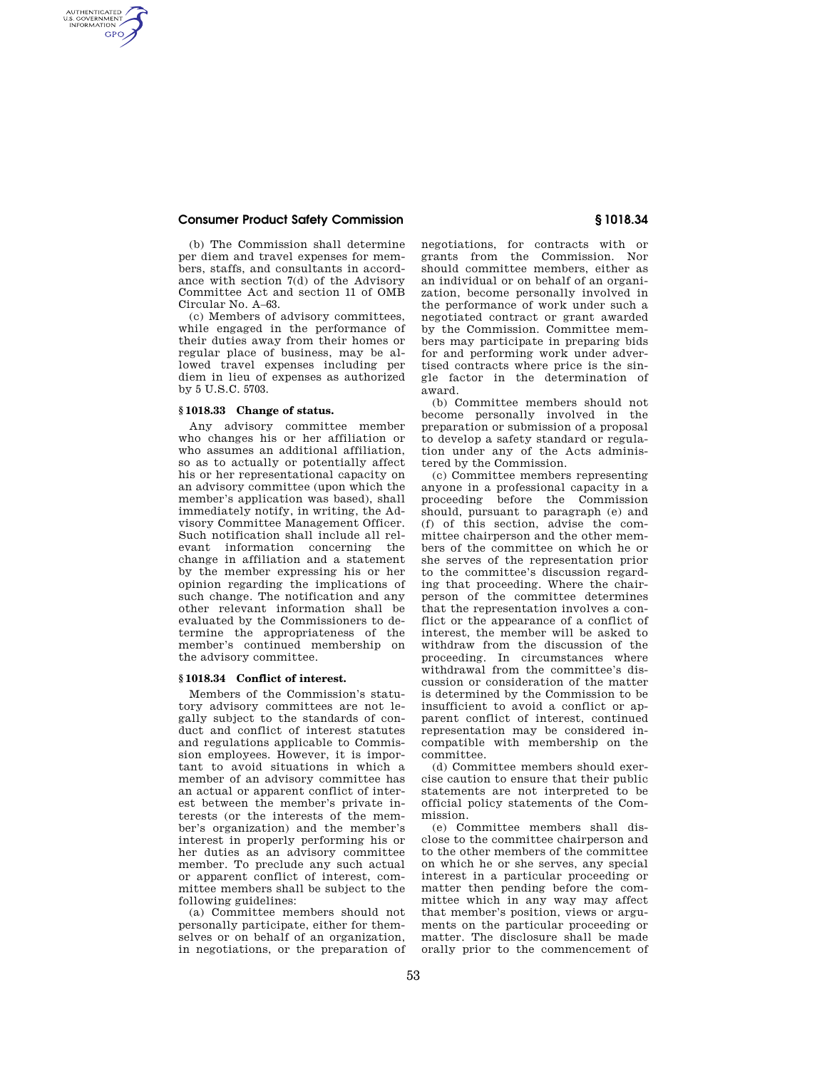(b) The Commission shall determine per diem and travel expenses for members, staffs, and consultants in accordance with section 7(d) of the Advisory Committee Act and section 11 of OMB Circular No. A–63.

(c) Members of advisory committees, while engaged in the performance of their duties away from their homes or regular place of business, may be allowed travel expenses including per diem in lieu of expenses as authorized by 5 U.S.C. 5703.

### § 1018.33 Change of status.

Any advisory committee member who changes his or her affiliation or who assumes an additional affiliation, so as to actually or potentially affect his or her representational capacity on an advisory committee (upon which the member's application was based), shall immediately notify, in writing, the Advisory Committee Management Officer. Such notification shall include all relevant information concerning the change in affiliation and a statement by the member expressing his or her opinion regarding the implications of such change. The notification and any other relevant information shall be evaluated by the Commissioners to determine the appropriateness of the member's continued membership on the advisory committee.

### § 1018.34 Conflict of interest.

Members of the Commission's statutory advisory committees are not legally subject to the standards of conduct and conflict of interest statutes and regulations applicable to Commission employees. However, it is important to avoid situations in which a member of an advisory committee has an actual or apparent conflict of interest between the member's private interests (or the interests of the member's organization) and the member's interest in properly performing his or her duties as an advisory committee member. To preclude any such actual or apparent conflict of interest, committee members shall be subject to the following guidelines:

(a) Committee members should not personally participate, either for themselves or on behalf of an organization, in negotiations, or the preparation of negotiations, for contracts with or grants from the Commission. Nor should committee members, either as an individual or on behalf of an organization, become personally involved in the performance of work under such a negotiated contract or grant awarded by the Commission. Committee members may participate in preparing bids for and performing work under advertised contracts where price is the single factor in the determination of award.

(b) Committee members should not become personally involved in the preparation or submission of a proposal to develop a safety standard or regulation under any of the Acts administered by the Commission.

(c) Committee members representing anyone in a professional capacity in a proceeding before the Commission should, pursuant to paragraph (e) and (f) of this section, advise the committee chairperson and the other members of the committee on which he or she serves of the representation prior to the committee's discussion regarding that proceeding. Where the chairperson of the committee determines that the representation involves a conflict or the appearance of a conflict of interest, the member will be asked to withdraw from the discussion of the proceeding. In circumstances where withdrawal from the committee's discussion or consideration of the matter is determined by the Commission to be insufficient to avoid a conflict or apparent conflict of interest, continued representation may be considered incompatible with membership on the committee.

(d) Committee members should exercise caution to ensure that their public statements are not interpreted to be official policy statements of the Commission.

(e) Committee members shall disclose to the committee chairperson and to the other members of the committee on which he or she serves, any special interest in a particular proceeding or matter then pending before the committee which in any way may affect that member's position, views or arguments on the particular proceeding or matter. The disclosure shall be made orally prior to the commencement of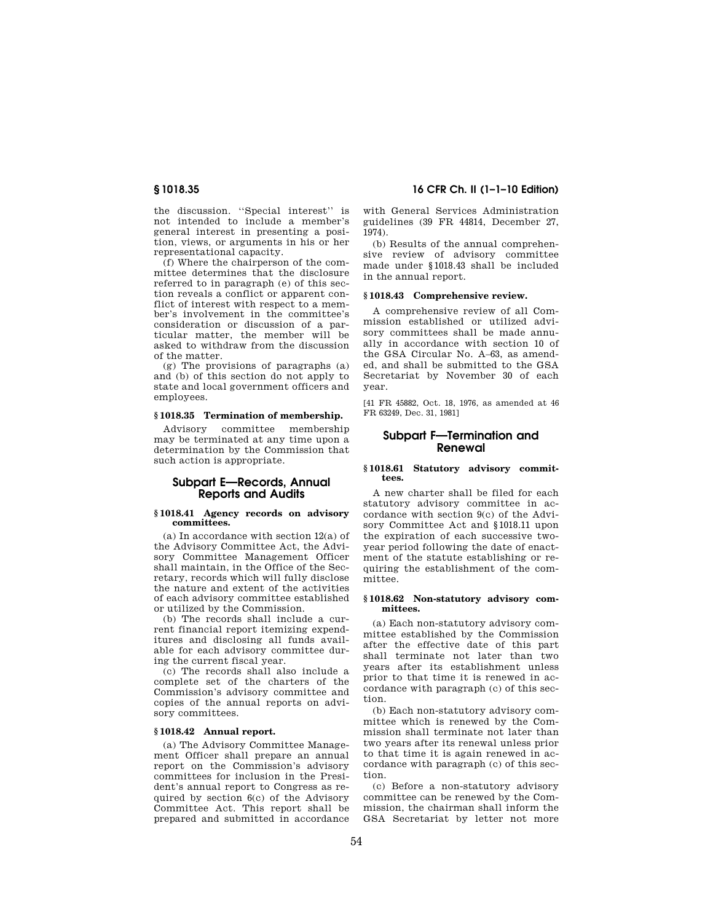the discussion. ''Special interest'' is not intended to include a member's general interest in presenting a position, views, or arguments in his or her representational capacity.

(f) Where the chairperson of the committee determines that the disclosure referred to in paragraph (e) of this section reveals a conflict or apparent conflict of interest with respect to a member's involvement in the committee's consideration or discussion of a particular matter, the member will be asked to withdraw from the discussion of the matter.

(g) The provisions of paragraphs (a) and (b) of this section do not apply to state and local government officers and employees.

### § 1018.35 Termination of membership.

Advisory committee membership may be terminated at any time upon a determination by the Commission that such action is appropriate.

## Subpart E—Records, Annual Reports and Audits

### § 1018.41 Agency records on advisory committees.

(a) In accordance with section 12(a) of the Advisory Committee Act, the Advisory Committee Management Officer shall maintain, in the Office of the Secretary, records which will fully disclose the nature and extent of the activities of each advisory committee established or utilized by the Commission.

(b) The records shall include a current financial report itemizing expenditures and disclosing all funds available for each advisory committee during the current fiscal year.

(c) The records shall also include a complete set of the charters of the Commission's advisory committee and copies of the annual reports on advisory committees.

### § 1018.42 Annual report.

(a) The Advisory Committee Management Officer shall prepare an annual report on the Commission's advisory committees for inclusion in the President's annual report to Congress as required by section 6(c) of the Advisory Committee Act. This report shall be prepared and submitted in accordance with General Services Administration guidelines (39 FR 44814, December 27, 1974).

(b) Results of the annual comprehensive review of advisory committee made under § 1018.43 shall be included in the annual report.

### § 1018.43 Comprehensive review.

A comprehensive review of all Commission established or utilized advisory committees shall be made annually in accordance with section 10 of the GSA Circular No. A–63, as amended, and shall be submitted to the GSA Secretariat by November 30 of each year.

[41 FR 45882, Oct. 18, 1976, as amended at 46 FR 63249, Dec. 31, 1981]

## Subpart F—Termination and Renewal

### § 1018.61 Statutory advisory committees.

A new charter shall be filed for each statutory advisory committee in accordance with section 9(c) of the Advisory Committee Act and § 1018.11 upon the expiration of each successive two-year period following the date of enactment of the statute establishing or requiring the establishment of the committee.

### § 1018.62 Non-statutory advisory committees.

(a) Each non-statutory advisory committee established by the Commission after the effective date of this part shall terminate not later than two years after its establishment unless prior to that time it is renewed in accordance with paragraph (c) of this section.

(b) Each non-statutory advisory committee which is renewed by the Commission shall terminate not later than two years after its renewal unless prior to that time it is again renewed in accordance with paragraph (c) of this section.

(c) Before a non-statutory advisory committee can be renewed by the Commission, the chairman shall inform the GSA Secretariat by letter not more